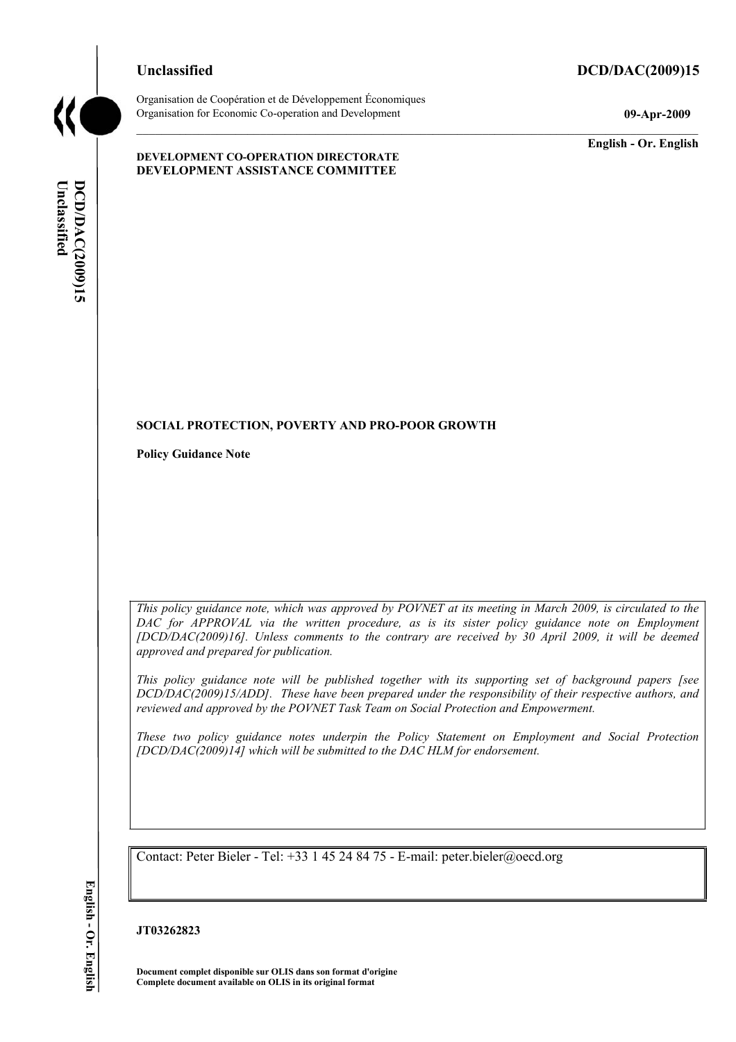**Unclassified** **DCD/DAC(2009)15**

Organisation de Coopération et de Développement Économiques
Organisation for Economic Co-operation and Development

**09-Apr-2009**

**English - Or. English**

**DEVELOPMENT CO-OPERATION DIRECTORATE**
**DEVELOPMENT ASSISTANCE COMMITTEE**

**SOCIAL PROTECTION, POVERTY AND PRO-POOR GROWTH**

**Policy Guidance Note**

*This policy guidance note, which was approved by POVNET at its meeting in March 2009, is circulated to the DAC for APPROVAL via the written procedure, as is its sister policy guidance note on Employment [DCD/DAC(2009)16]. Unless comments to the contrary are received by 30 April 2009, it will be deemed approved and prepared for publication.*

*This policy guidance note will be published together with its supporting set of background papers [see DCD/DAC(2009)15/ADD]. These have been prepared under the responsibility of their respective authors, and reviewed and approved by the POVNET Task Team on Social Protection and Empowerment.*

*These two policy guidance notes underpin the Policy Statement on Employment and Social Protection [DCD/DAC(2009)14] which will be submitted to the DAC HLM for endorsement.*

Contact: Peter Bieler - Tel: +33 1 45 24 84 75 - E-mail: peter.bieler@oecd.org

**JT03262823**

**Document complet disponible sur OLIS dans son format d'origine**
**Complete document available on OLIS in its original format**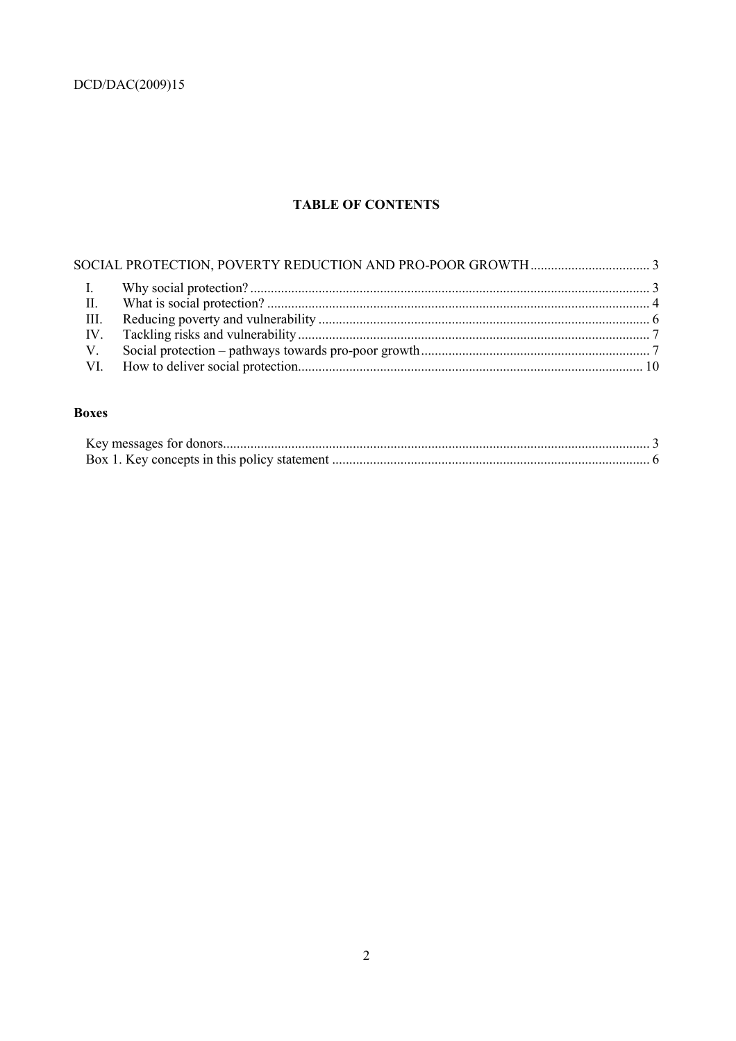## TABLE OF CONTENTS

SOCIAL PROTECTION, POVERTY REDUCTION AND PRO-POOR GROWTH .................................. 3

- I. Why social protection? .................................................................................................... 3
- II. What is social protection? ............................................................................................... 4
- III. Reducing poverty and vulnerability ................................................................................ 6
- IV. Tackling risks and vulnerability ...................................................................................... 7
- V. Social protection – pathways towards pro-poor growth .................................................. 7
- VI. How to deliver social protection.................................................................................... 10

**Boxes**

Key messages for donors............................................................................................................ 3
Box 1. Key concepts in this policy statement ............................................................................ 6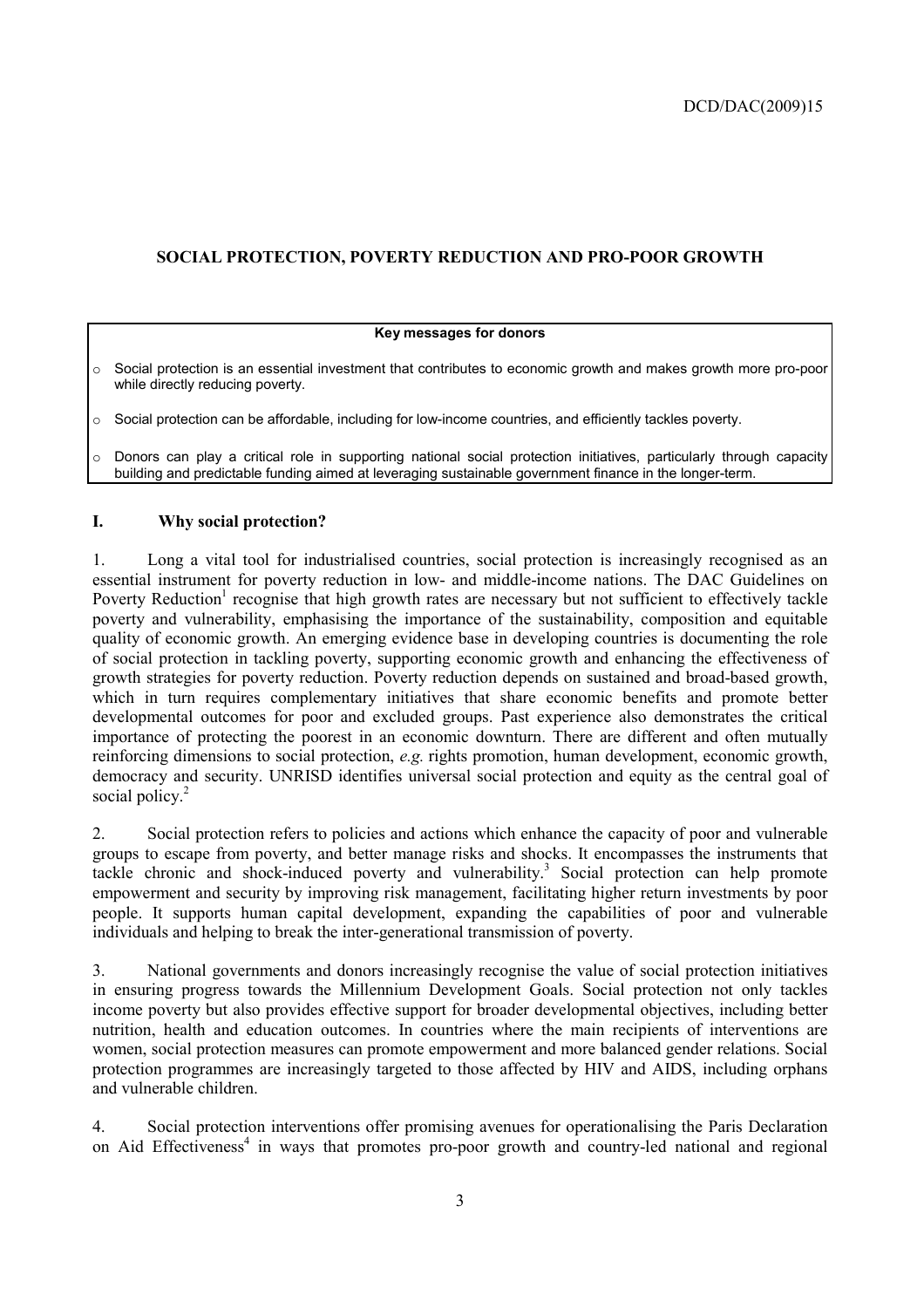## SOCIAL PROTECTION, POVERTY REDUCTION AND PRO-POOR GROWTH

**Key messages for donors**

- Social protection is an essential investment that contributes to economic growth and makes growth more pro-poor while directly reducing poverty.
- Social protection can be affordable, including for low-income countries, and efficiently tackles poverty.
- Donors can play a critical role in supporting national social protection initiatives, particularly through capacity building and predictable funding aimed at leveraging sustainable government finance in the longer-term.

### I. Why social protection?

1. Long a vital tool for industrialised countries, social protection is increasingly recognised as an essential instrument for poverty reduction in low- and middle-income nations. The DAC Guidelines on Poverty Reduction[1] recognise that high growth rates are necessary but not sufficient to effectively tackle poverty and vulnerability, emphasising the importance of the sustainability, composition and equitable quality of economic growth. An emerging evidence base in developing countries is documenting the role of social protection in tackling poverty, supporting economic growth and enhancing the effectiveness of growth strategies for poverty reduction. Poverty reduction depends on sustained and broad-based growth, which in turn requires complementary initiatives that share economic benefits and promote better developmental outcomes for poor and excluded groups. Past experience also demonstrates the critical importance of protecting the poorest in an economic downturn. There are different and often mutually reinforcing dimensions to social protection, *e.g.* rights promotion, human development, economic growth, democracy and security. UNRISD identifies universal social protection and equity as the central goal of social policy.[2]

2. Social protection refers to policies and actions which enhance the capacity of poor and vulnerable groups to escape from poverty, and better manage risks and shocks. It encompasses the instruments that tackle chronic and shock-induced poverty and vulnerability.[3] Social protection can help promote empowerment and security by improving risk management, facilitating higher return investments by poor people. It supports human capital development, expanding the capabilities of poor and vulnerable individuals and helping to break the inter-generational transmission of poverty.

3. National governments and donors increasingly recognise the value of social protection initiatives in ensuring progress towards the Millennium Development Goals. Social protection not only tackles income poverty but also provides effective support for broader developmental objectives, including better nutrition, health and education outcomes. In countries where the main recipients of interventions are women, social protection measures can promote empowerment and more balanced gender relations. Social protection programmes are increasingly targeted to those affected by HIV and AIDS, including orphans and vulnerable children.

4. Social protection interventions offer promising avenues for operationalising the Paris Declaration on Aid Effectiveness[4] in ways that promotes pro-poor growth and country-led national and regional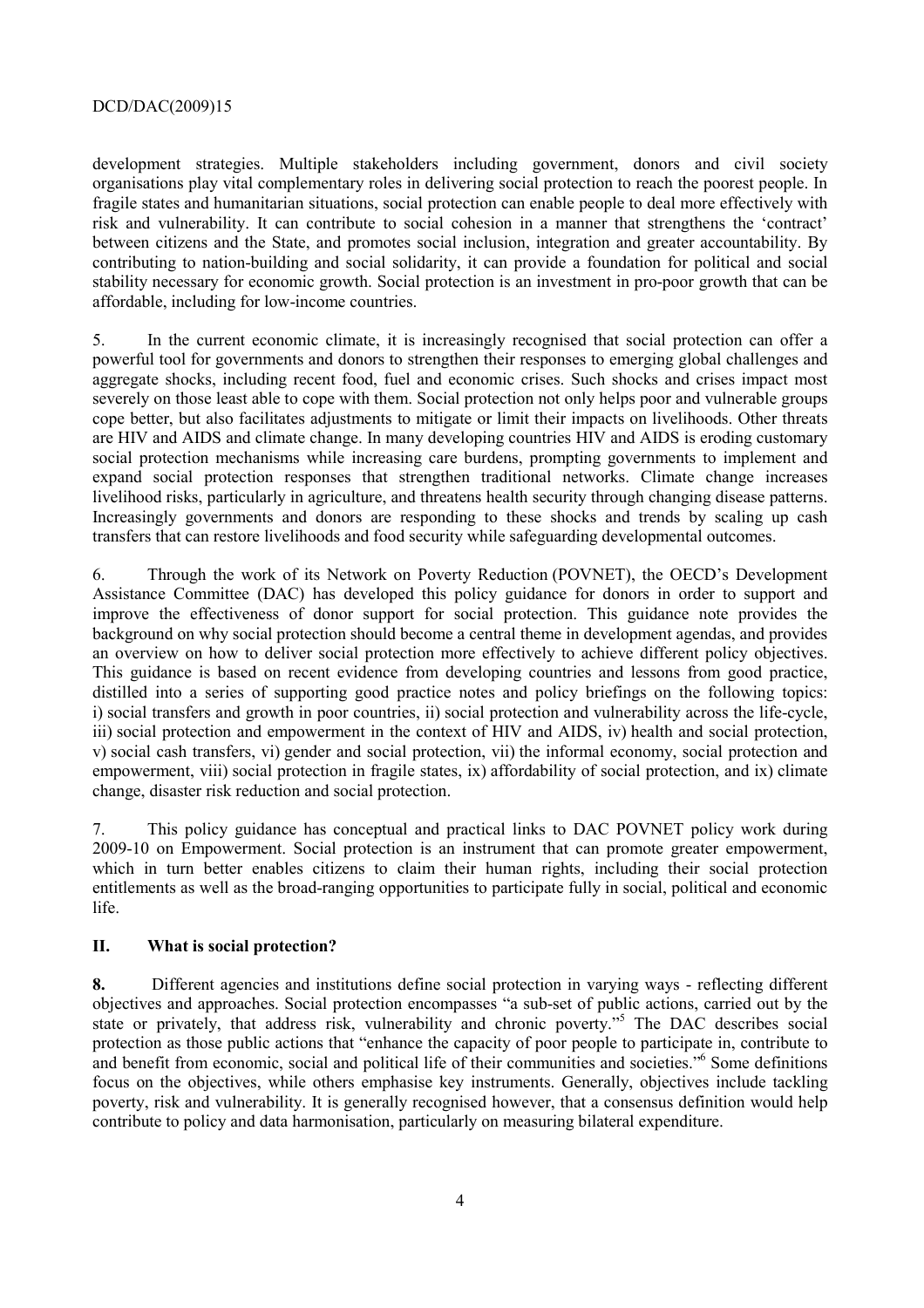development strategies. Multiple stakeholders including government, donors and civil society organisations play vital complementary roles in delivering social protection to reach the poorest people. In fragile states and humanitarian situations, social protection can enable people to deal more effectively with risk and vulnerability. It can contribute to social cohesion in a manner that strengthens the 'contract' between citizens and the State, and promotes social inclusion, integration and greater accountability. By contributing to nation-building and social solidarity, it can provide a foundation for political and social stability necessary for economic growth. Social protection is an investment in pro-poor growth that can be affordable, including for low-income countries.

5. In the current economic climate, it is increasingly recognised that social protection can offer a powerful tool for governments and donors to strengthen their responses to emerging global challenges and aggregate shocks, including recent food, fuel and economic crises. Such shocks and crises impact most severely on those least able to cope with them. Social protection not only helps poor and vulnerable groups cope better, but also facilitates adjustments to mitigate or limit their impacts on livelihoods. Other threats are HIV and AIDS and climate change. In many developing countries HIV and AIDS is eroding customary social protection mechanisms while increasing care burdens, prompting governments to implement and expand social protection responses that strengthen traditional networks. Climate change increases livelihood risks, particularly in agriculture, and threatens health security through changing disease patterns. Increasingly governments and donors are responding to these shocks and trends by scaling up cash transfers that can restore livelihoods and food security while safeguarding developmental outcomes.

6. Through the work of its Network on Poverty Reduction (POVNET), the OECD's Development Assistance Committee (DAC) has developed this policy guidance for donors in order to support and improve the effectiveness of donor support for social protection. This guidance note provides the background on why social protection should become a central theme in development agendas, and provides an overview on how to deliver social protection more effectively to achieve different policy objectives. This guidance is based on recent evidence from developing countries and lessons from good practice, distilled into a series of supporting good practice notes and policy briefings on the following topics: i) social transfers and growth in poor countries, ii) social protection and vulnerability across the life-cycle, iii) social protection and empowerment in the context of HIV and AIDS, iv) health and social protection, v) social cash transfers, vi) gender and social protection, vii) the informal economy, social protection and empowerment, viii) social protection in fragile states, ix) affordability of social protection, and ix) climate change, disaster risk reduction and social protection.

7. This policy guidance has conceptual and practical links to DAC POVNET policy work during 2009-10 on Empowerment. Social protection is an instrument that can promote greater empowerment, which in turn better enables citizens to claim their human rights, including their social protection entitlements as well as the broad-ranging opportunities to participate fully in social, political and economic life.

## II. What is social protection?

**8.** Different agencies and institutions define social protection in varying ways - reflecting different objectives and approaches. Social protection encompasses "a sub-set of public actions, carried out by the state or privately, that address risk, vulnerability and chronic poverty."[5] The DAC describes social protection as those public actions that "enhance the capacity of poor people to participate in, contribute to and benefit from economic, social and political life of their communities and societies."[6] Some definitions focus on the objectives, while others emphasise key instruments. Generally, objectives include tackling poverty, risk and vulnerability. It is generally recognised however, that a consensus definition would help contribute to policy and data harmonisation, particularly on measuring bilateral expenditure.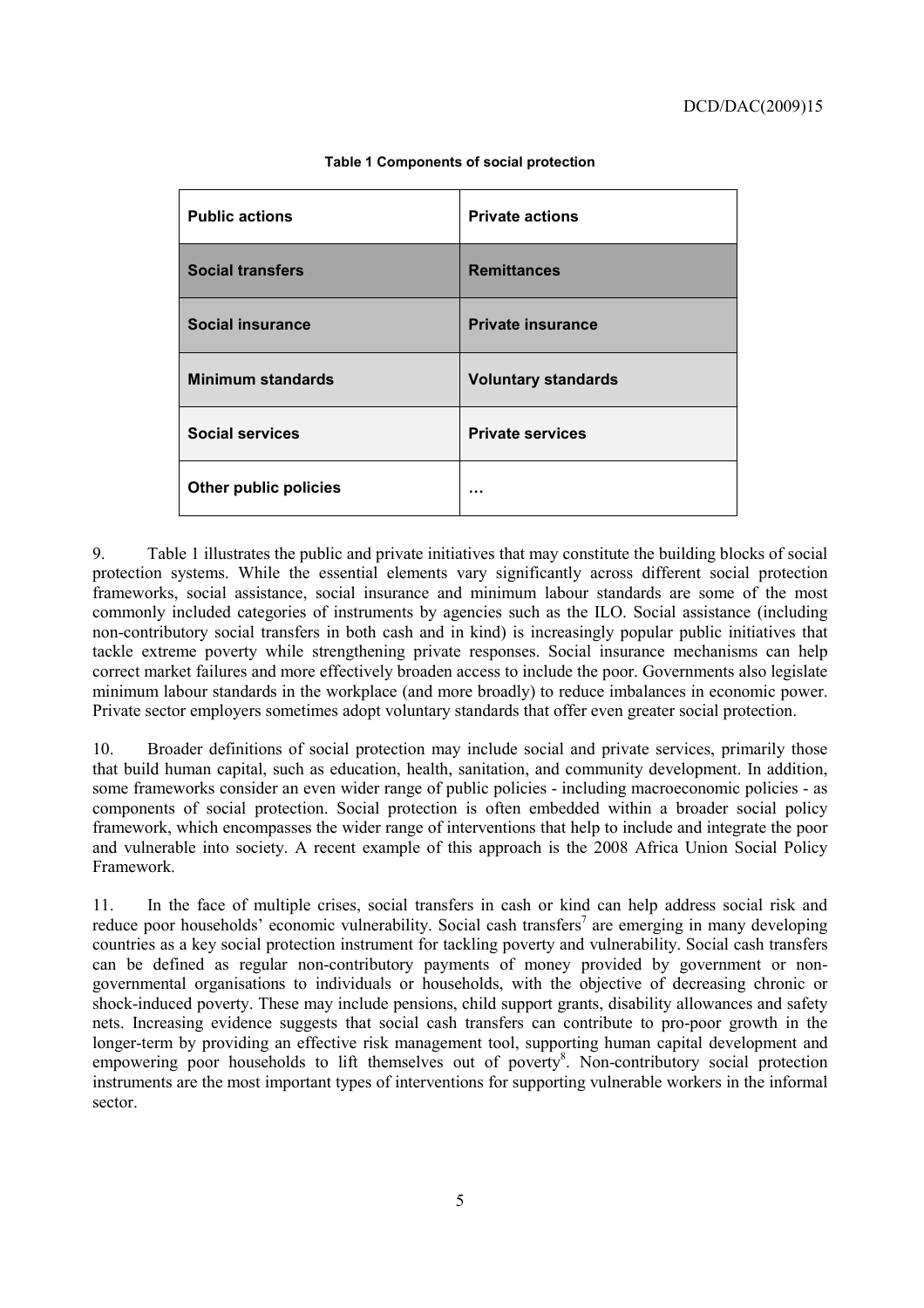**Table 1 Components of social protection**

| Public actions | Private actions |
| --- | --- |
| **Social transfers** | **Remittances** |
| **Social insurance** | **Private insurance** |
| **Minimum standards** | **Voluntary standards** |
| **Social services** | **Private services** |
| **Other public policies** | **…** |

9. Table 1 illustrates the public and private initiatives that may constitute the building blocks of social protection systems. While the essential elements vary significantly across different social protection frameworks, social assistance, social insurance and minimum labour standards are some of the most commonly included categories of instruments by agencies such as the ILO. Social assistance (including non-contributory social transfers in both cash and in kind) is increasingly popular public initiatives that tackle extreme poverty while strengthening private responses. Social insurance mechanisms can help correct market failures and more effectively broaden access to include the poor. Governments also legislate minimum labour standards in the workplace (and more broadly) to reduce imbalances in economic power. Private sector employers sometimes adopt voluntary standards that offer even greater social protection.

10. Broader definitions of social protection may include social and private services, primarily those that build human capital, such as education, health, sanitation, and community development. In addition, some frameworks consider an even wider range of public policies - including macroeconomic policies - as components of social protection. Social protection is often embedded within a broader social policy framework, which encompasses the wider range of interventions that help to include and integrate the poor and vulnerable into society. A recent example of this approach is the 2008 Africa Union Social Policy Framework.

11. In the face of multiple crises, social transfers in cash or kind can help address social risk and reduce poor households' economic vulnerability. Social cash transfers[7] are emerging in many developing countries as a key social protection instrument for tackling poverty and vulnerability. Social cash transfers can be defined as regular non-contributory payments of money provided by government or non-governmental organisations to individuals or households, with the objective of decreasing chronic or shock-induced poverty. These may include pensions, child support grants, disability allowances and safety nets. Increasing evidence suggests that social cash transfers can contribute to pro-poor growth in the longer-term by providing an effective risk management tool, supporting human capital development and empowering poor households to lift themselves out of poverty[8]. Non-contributory social protection instruments are the most important types of interventions for supporting vulnerable workers in the informal sector.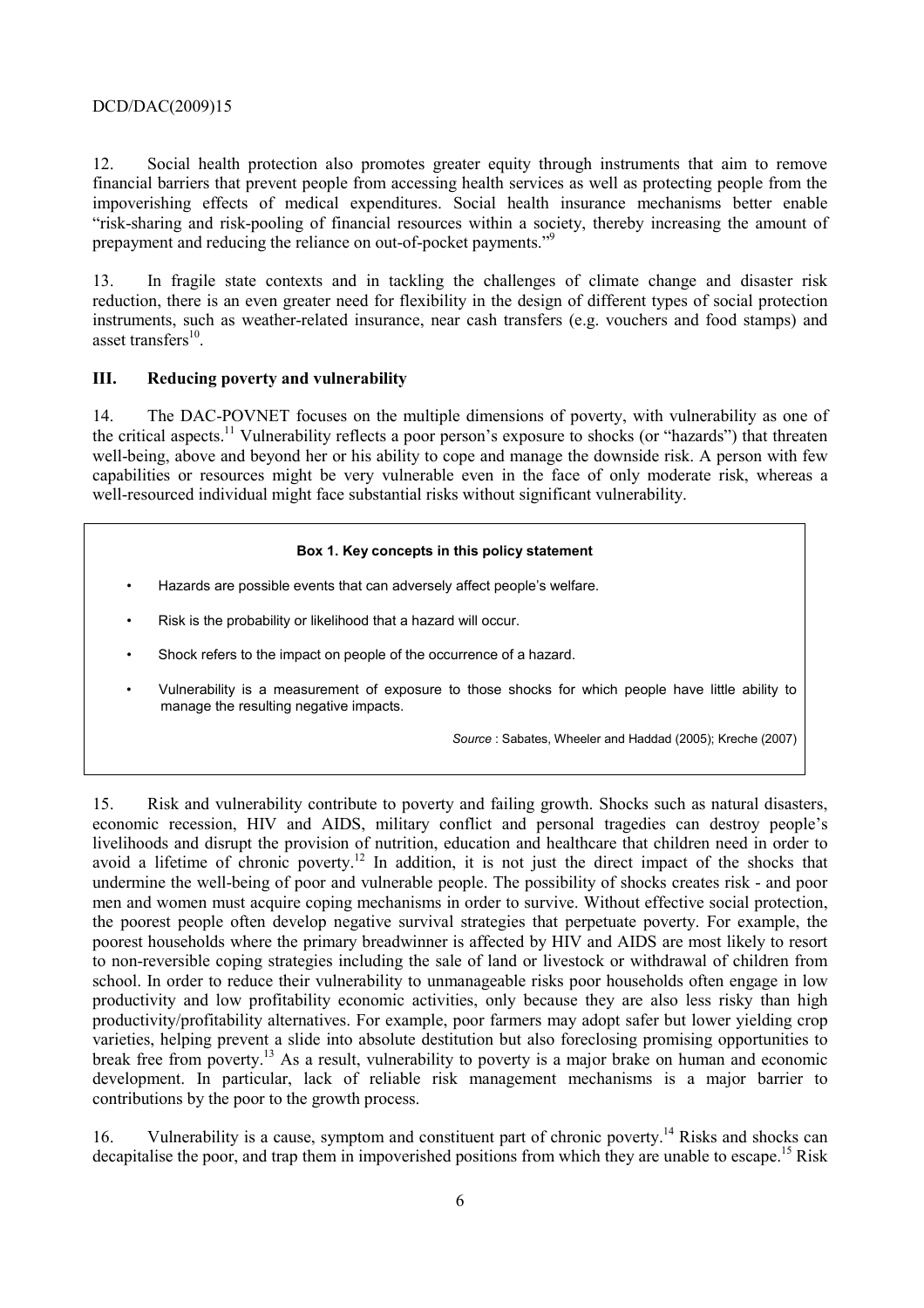12. Social health protection also promotes greater equity through instruments that aim to remove financial barriers that prevent people from accessing health services as well as protecting people from the impoverishing effects of medical expenditures. Social health insurance mechanisms better enable "risk-sharing and risk-pooling of financial resources within a society, thereby increasing the amount of prepayment and reducing the reliance on out-of-pocket payments."[9]

13. In fragile state contexts and in tackling the challenges of climate change and disaster risk reduction, there is an even greater need for flexibility in the design of different types of social protection instruments, such as weather-related insurance, near cash transfers (e.g. vouchers and food stamps) and asset transfers[10].

## III. Reducing poverty and vulnerability

14. The DAC-POVNET focuses on the multiple dimensions of poverty, with vulnerability as one of the critical aspects.[11] Vulnerability reflects a poor person's exposure to shocks (or "hazards") that threaten well-being, above and beyond her or his ability to cope and manage the downside risk. A person with few capabilities or resources might be very vulnerable even in the face of only moderate risk, whereas a well-resourced individual might face substantial risks without significant vulnerability.

**Box 1. Key concepts in this policy statement**

- Hazards are possible events that can adversely affect people's welfare.
- Risk is the probability or likelihood that a hazard will occur.
- Shock refers to the impact on people of the occurrence of a hazard.
- Vulnerability is a measurement of exposure to those shocks for which people have little ability to manage the resulting negative impacts.

*Source* : Sabates, Wheeler and Haddad (2005); Kreche (2007)

15. Risk and vulnerability contribute to poverty and failing growth. Shocks such as natural disasters, economic recession, HIV and AIDS, military conflict and personal tragedies can destroy people's livelihoods and disrupt the provision of nutrition, education and healthcare that children need in order to avoid a lifetime of chronic poverty.[12] In addition, it is not just the direct impact of the shocks that undermine the well-being of poor and vulnerable people. The possibility of shocks creates risk - and poor men and women must acquire coping mechanisms in order to survive. Without effective social protection, the poorest people often develop negative survival strategies that perpetuate poverty. For example, the poorest households where the primary breadwinner is affected by HIV and AIDS are most likely to resort to non-reversible coping strategies including the sale of land or livestock or withdrawal of children from school. In order to reduce their vulnerability to unmanageable risks poor households often engage in low productivity and low profitability economic activities, only because they are also less risky than high productivity/profitability alternatives. For example, poor farmers may adopt safer but lower yielding crop varieties, helping prevent a slide into absolute destitution but also foreclosing promising opportunities to break free from poverty.[13] As a result, vulnerability to poverty is a major brake on human and economic development. In particular, lack of reliable risk management mechanisms is a major barrier to contributions by the poor to the growth process.

16. Vulnerability is a cause, symptom and constituent part of chronic poverty.[14] Risks and shocks can decapitalise the poor, and trap them in impoverished positions from which they are unable to escape.[15] Risk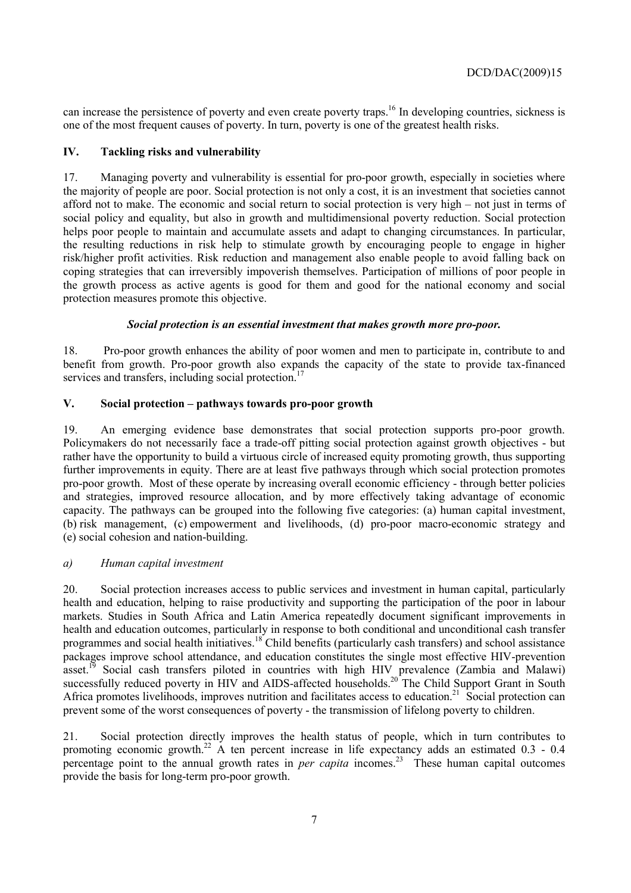can increase the persistence of poverty and even create poverty traps.[16] In developing countries, sickness is one of the most frequent causes of poverty. In turn, poverty is one of the greatest health risks.

## IV. Tackling risks and vulnerability

17. Managing poverty and vulnerability is essential for pro-poor growth, especially in societies where the majority of people are poor. Social protection is not only a cost, it is an investment that societies cannot afford not to make. The economic and social return to social protection is very high – not just in terms of social policy and equality, but also in growth and multidimensional poverty reduction. Social protection helps poor people to maintain and accumulate assets and adapt to changing circumstances. In particular, the resulting reductions in risk help to stimulate growth by encouraging people to engage in higher risk/higher profit activities. Risk reduction and management also enable people to avoid falling back on coping strategies that can irreversibly impoverish themselves. Participation of millions of poor people in the growth process as active agents is good for them and good for the national economy and social protection measures promote this objective.

***Social protection is an essential investment that makes growth more pro-poor.***

18. Pro-poor growth enhances the ability of poor women and men to participate in, contribute to and benefit from growth. Pro-poor growth also expands the capacity of the state to provide tax-financed services and transfers, including social protection.[17]

## V. Social protection – pathways towards pro-poor growth

19. An emerging evidence base demonstrates that social protection supports pro-poor growth. Policymakers do not necessarily face a trade-off pitting social protection against growth objectives - but rather have the opportunity to build a virtuous circle of increased equity promoting growth, thus supporting further improvements in equity. There are at least five pathways through which social protection promotes pro-poor growth. Most of these operate by increasing overall economic efficiency - through better policies and strategies, improved resource allocation, and by more effectively taking advantage of economic capacity. The pathways can be grouped into the following five categories: (a) human capital investment, (b) risk management, (c) empowerment and livelihoods, (d) pro-poor macro-economic strategy and (e) social cohesion and nation-building.

### *a) Human capital investment*

20. Social protection increases access to public services and investment in human capital, particularly health and education, helping to raise productivity and supporting the participation of the poor in labour markets. Studies in South Africa and Latin America repeatedly document significant improvements in health and education outcomes, particularly in response to both conditional and unconditional cash transfer programmes and social health initiatives.[18] Child benefits (particularly cash transfers) and school assistance packages improve school attendance, and education constitutes the single most effective HIV-prevention asset.[19] Social cash transfers piloted in countries with high HIV prevalence (Zambia and Malawi) successfully reduced poverty in HIV and AIDS-affected households.[20] The Child Support Grant in South Africa promotes livelihoods, improves nutrition and facilitates access to education.[21] Social protection can prevent some of the worst consequences of poverty - the transmission of lifelong poverty to children.

21. Social protection directly improves the health status of people, which in turn contributes to promoting economic growth.[22] A ten percent increase in life expectancy adds an estimated 0.3 - 0.4 percentage point to the annual growth rates in *per capita* incomes.[23] These human capital outcomes provide the basis for long-term pro-poor growth.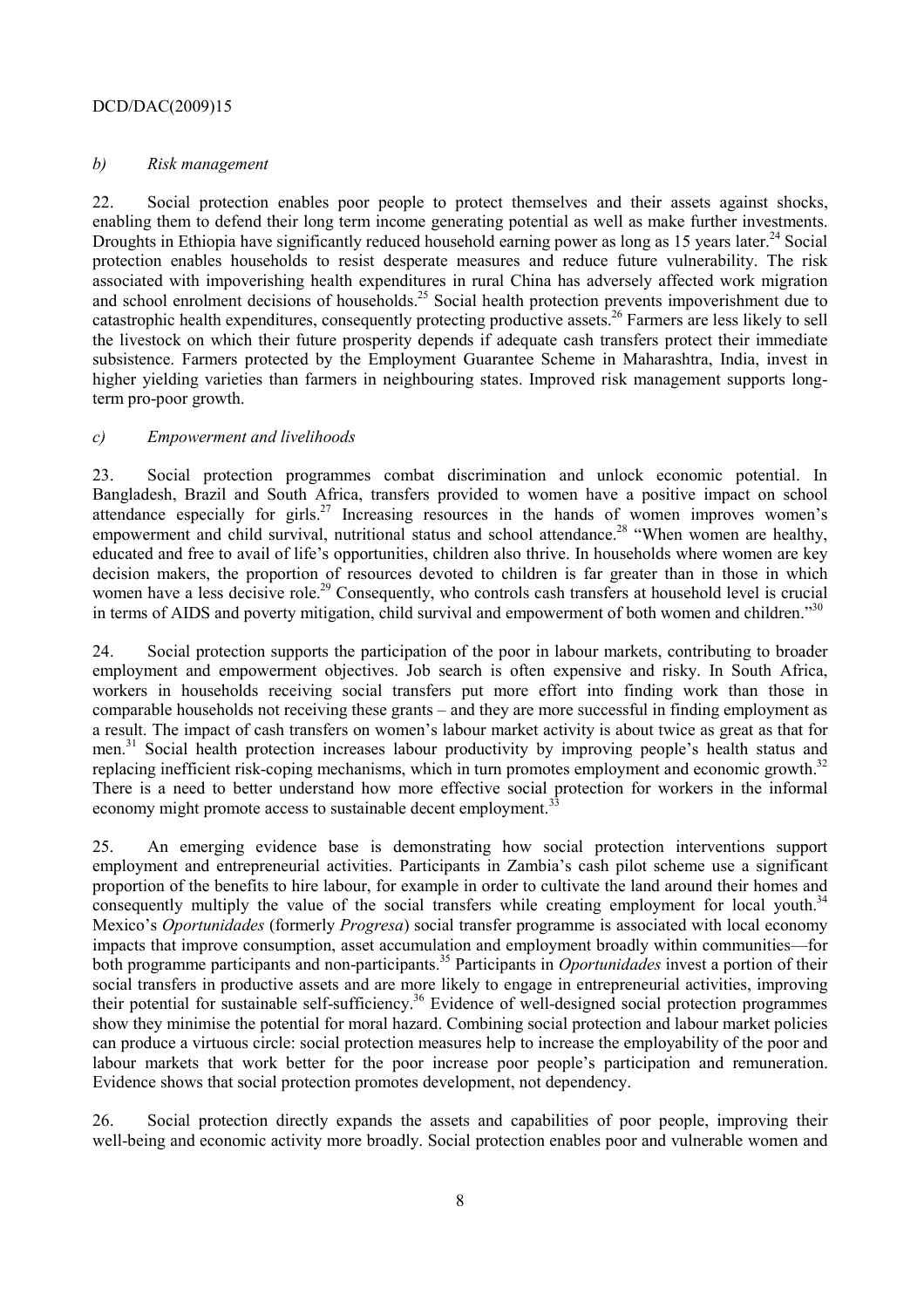*b) Risk management*

22. Social protection enables poor people to protect themselves and their assets against shocks, enabling them to defend their long term income generating potential as well as make further investments. Droughts in Ethiopia have significantly reduced household earning power as long as 15 years later.[24] Social protection enables households to resist desperate measures and reduce future vulnerability. The risk associated with impoverishing health expenditures in rural China has adversely affected work migration and school enrolment decisions of households.[25] Social health protection prevents impoverishment due to catastrophic health expenditures, consequently protecting productive assets.[26] Farmers are less likely to sell the livestock on which their future prosperity depends if adequate cash transfers protect their immediate subsistence. Farmers protected by the Employment Guarantee Scheme in Maharashtra, India, invest in higher yielding varieties than farmers in neighbouring states. Improved risk management supports long-term pro-poor growth.

*c) Empowerment and livelihoods*

23. Social protection programmes combat discrimination and unlock economic potential. In Bangladesh, Brazil and South Africa, transfers provided to women have a positive impact on school attendance especially for girls.[27] Increasing resources in the hands of women improves women's empowerment and child survival, nutritional status and school attendance.[28] "When women are healthy, educated and free to avail of life's opportunities, children also thrive. In households where women are key decision makers, the proportion of resources devoted to children is far greater than in those in which women have a less decisive role.[29] Consequently, who controls cash transfers at household level is crucial in terms of AIDS and poverty mitigation, child survival and empowerment of both women and children."[30]

24. Social protection supports the participation of the poor in labour markets, contributing to broader employment and empowerment objectives. Job search is often expensive and risky. In South Africa, workers in households receiving social transfers put more effort into finding work than those in comparable households not receiving these grants – and they are more successful in finding employment as a result. The impact of cash transfers on women's labour market activity is about twice as great as that for men.[31] Social health protection increases labour productivity by improving people's health status and replacing inefficient risk-coping mechanisms, which in turn promotes employment and economic growth.[32] There is a need to better understand how more effective social protection for workers in the informal economy might promote access to sustainable decent employment.[33]

25. An emerging evidence base is demonstrating how social protection interventions support employment and entrepreneurial activities. Participants in Zambia's cash pilot scheme use a significant proportion of the benefits to hire labour, for example in order to cultivate the land around their homes and consequently multiply the value of the social transfers while creating employment for local youth.[34] Mexico's *Oportunidades* (formerly *Progresa*) social transfer programme is associated with local economy impacts that improve consumption, asset accumulation and employment broadly within communities—for both programme participants and non-participants.[35] Participants in *Oportunidades* invest a portion of their social transfers in productive assets and are more likely to engage in entrepreneurial activities, improving their potential for sustainable self-sufficiency.[36] Evidence of well-designed social protection programmes show they minimise the potential for moral hazard. Combining social protection and labour market policies can produce a virtuous circle: social protection measures help to increase the employability of the poor and labour markets that work better for the poor increase poor people's participation and remuneration. Evidence shows that social protection promotes development, not dependency.

26. Social protection directly expands the assets and capabilities of poor people, improving their well-being and economic activity more broadly. Social protection enables poor and vulnerable women and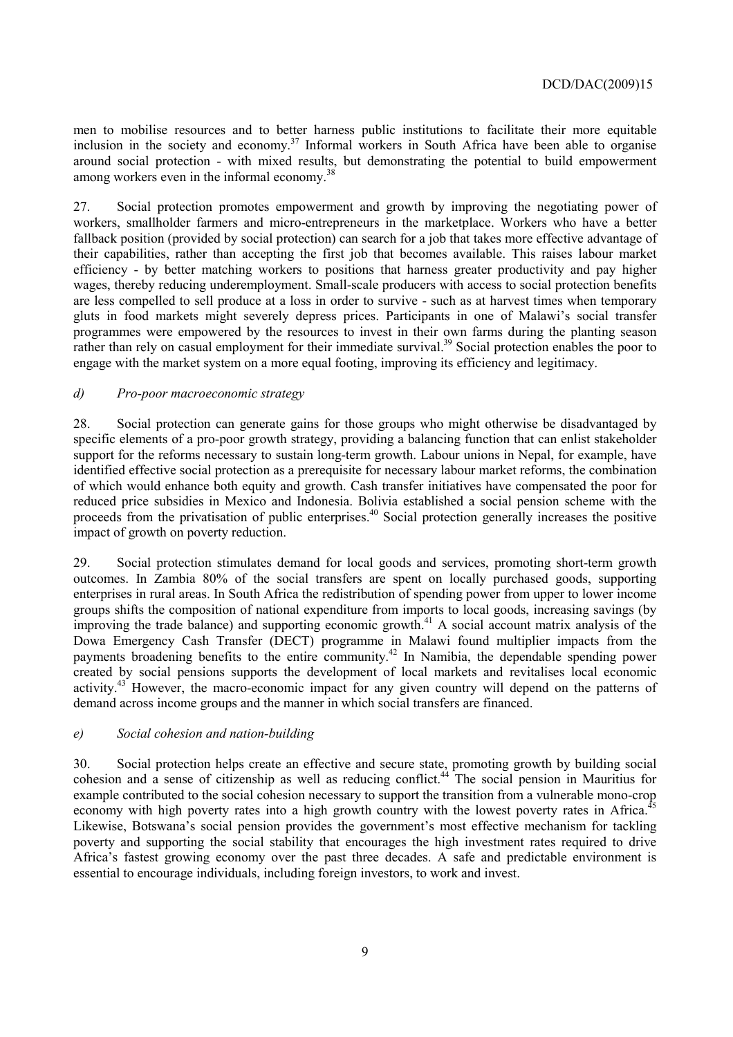men to mobilise resources and to better harness public institutions to facilitate their more equitable inclusion in the society and economy.[37] Informal workers in South Africa have been able to organise around social protection - with mixed results, but demonstrating the potential to build empowerment among workers even in the informal economy.[38]

27. Social protection promotes empowerment and growth by improving the negotiating power of workers, smallholder farmers and micro-entrepreneurs in the marketplace. Workers who have a better fallback position (provided by social protection) can search for a job that takes more effective advantage of their capabilities, rather than accepting the first job that becomes available. This raises labour market efficiency - by better matching workers to positions that harness greater productivity and pay higher wages, thereby reducing underemployment. Small-scale producers with access to social protection benefits are less compelled to sell produce at a loss in order to survive - such as at harvest times when temporary gluts in food markets might severely depress prices. Participants in one of Malawi's social transfer programmes were empowered by the resources to invest in their own farms during the planting season rather than rely on casual employment for their immediate survival.[39] Social protection enables the poor to engage with the market system on a more equal footing, improving its efficiency and legitimacy.

### *d) Pro-poor macroeconomic strategy*

28. Social protection can generate gains for those groups who might otherwise be disadvantaged by specific elements of a pro-poor growth strategy, providing a balancing function that can enlist stakeholder support for the reforms necessary to sustain long-term growth. Labour unions in Nepal, for example, have identified effective social protection as a prerequisite for necessary labour market reforms, the combination of which would enhance both equity and growth. Cash transfer initiatives have compensated the poor for reduced price subsidies in Mexico and Indonesia. Bolivia established a social pension scheme with the proceeds from the privatisation of public enterprises.[40] Social protection generally increases the positive impact of growth on poverty reduction.

29. Social protection stimulates demand for local goods and services, promoting short-term growth outcomes. In Zambia 80% of the social transfers are spent on locally purchased goods, supporting enterprises in rural areas. In South Africa the redistribution of spending power from upper to lower income groups shifts the composition of national expenditure from imports to local goods, increasing savings (by improving the trade balance) and supporting economic growth.[41] A social account matrix analysis of the Dowa Emergency Cash Transfer (DECT) programme in Malawi found multiplier impacts from the payments broadening benefits to the entire community.[42] In Namibia, the dependable spending power created by social pensions supports the development of local markets and revitalises local economic activity.[43] However, the macro-economic impact for any given country will depend on the patterns of demand across income groups and the manner in which social transfers are financed.

### *e) Social cohesion and nation-building*

30. Social protection helps create an effective and secure state, promoting growth by building social cohesion and a sense of citizenship as well as reducing conflict.[44] The social pension in Mauritius for example contributed to the social cohesion necessary to support the transition from a vulnerable mono-crop economy with high poverty rates into a high growth country with the lowest poverty rates in Africa.[45] Likewise, Botswana's social pension provides the government's most effective mechanism for tackling poverty and supporting the social stability that encourages the high investment rates required to drive Africa's fastest growing economy over the past three decades. A safe and predictable environment is essential to encourage individuals, including foreign investors, to work and invest.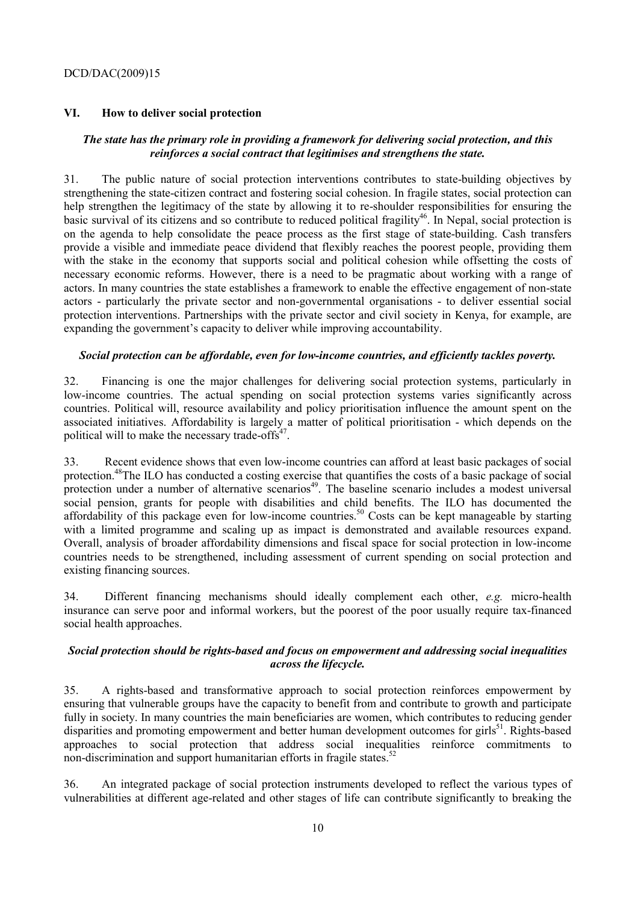## VI. How to deliver social protection

***The state has the primary role in providing a framework for delivering social protection, and this reinforces a social contract that legitimises and strengthens the state.***

31. The public nature of social protection interventions contributes to state-building objectives by strengthening the state-citizen contract and fostering social cohesion. In fragile states, social protection can help strengthen the legitimacy of the state by allowing it to re-shoulder responsibilities for ensuring the basic survival of its citizens and so contribute to reduced political fragility[46]. In Nepal, social protection is on the agenda to help consolidate the peace process as the first stage of state-building. Cash transfers provide a visible and immediate peace dividend that flexibly reaches the poorest people, providing them with the stake in the economy that supports social and political cohesion while offsetting the costs of necessary economic reforms. However, there is a need to be pragmatic about working with a range of actors. In many countries the state establishes a framework to enable the effective engagement of non-state actors - particularly the private sector and non-governmental organisations - to deliver essential social protection interventions. Partnerships with the private sector and civil society in Kenya, for example, are expanding the government's capacity to deliver while improving accountability.

***Social protection can be affordable, even for low-income countries, and efficiently tackles poverty.***

32. Financing is one the major challenges for delivering social protection systems, particularly in low-income countries. The actual spending on social protection systems varies significantly across countries. Political will, resource availability and policy prioritisation influence the amount spent on the associated initiatives. Affordability is largely a matter of political prioritisation - which depends on the political will to make the necessary trade-offs[47].

33. Recent evidence shows that even low-income countries can afford at least basic packages of social protection.[48]The ILO has conducted a costing exercise that quantifies the costs of a basic package of social protection under a number of alternative scenarios[49]. The baseline scenario includes a modest universal social pension, grants for people with disabilities and child benefits. The ILO has documented the affordability of this package even for low-income countries.[50] Costs can be kept manageable by starting with a limited programme and scaling up as impact is demonstrated and available resources expand. Overall, analysis of broader affordability dimensions and fiscal space for social protection in low-income countries needs to be strengthened, including assessment of current spending on social protection and existing financing sources.

34. Different financing mechanisms should ideally complement each other, *e.g.* micro-health insurance can serve poor and informal workers, but the poorest of the poor usually require tax-financed social health approaches.

***Social protection should be rights-based and focus on empowerment and addressing social inequalities across the lifecycle.***

35. A rights-based and transformative approach to social protection reinforces empowerment by ensuring that vulnerable groups have the capacity to benefit from and contribute to growth and participate fully in society. In many countries the main beneficiaries are women, which contributes to reducing gender disparities and promoting empowerment and better human development outcomes for girls[51]. Rights-based approaches to social protection that address social inequalities reinforce commitments to non-discrimination and support humanitarian efforts in fragile states.[52]

36. An integrated package of social protection instruments developed to reflect the various types of vulnerabilities at different age-related and other stages of life can contribute significantly to breaking the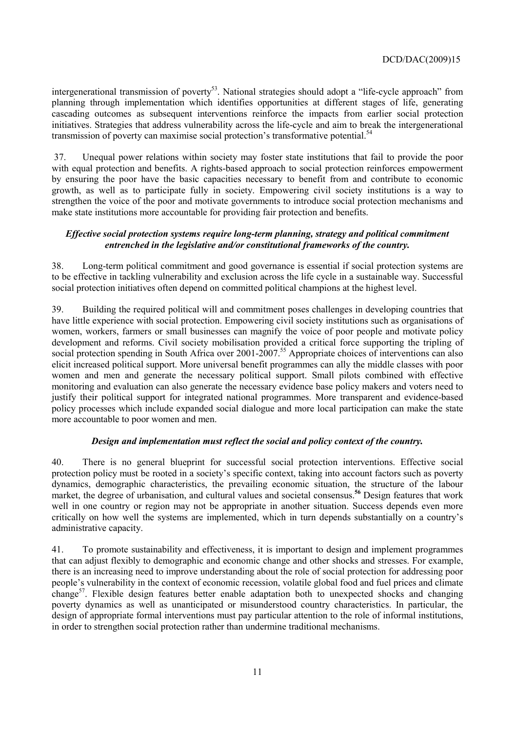intergenerational transmission of poverty[53]. National strategies should adopt a "life-cycle approach" from planning through implementation which identifies opportunities at different stages of life, generating cascading outcomes as subsequent interventions reinforce the impacts from earlier social protection initiatives. Strategies that address vulnerability across the life-cycle and aim to break the intergenerational transmission of poverty can maximise social protection's transformative potential.[54]

37. Unequal power relations within society may foster state institutions that fail to provide the poor with equal protection and benefits. A rights-based approach to social protection reinforces empowerment by ensuring the poor have the basic capacities necessary to benefit from and contribute to economic growth, as well as to participate fully in society. Empowering civil society institutions is a way to strengthen the voice of the poor and motivate governments to introduce social protection mechanisms and make state institutions more accountable for providing fair protection and benefits.

***Effective social protection systems require long-term planning, strategy and political commitment entrenched in the legislative and/or constitutional frameworks of the country.***

38. Long-term political commitment and good governance is essential if social protection systems are to be effective in tackling vulnerability and exclusion across the life cycle in a sustainable way. Successful social protection initiatives often depend on committed political champions at the highest level.

39. Building the required political will and commitment poses challenges in developing countries that have little experience with social protection. Empowering civil society institutions such as organisations of women, workers, farmers or small businesses can magnify the voice of poor people and motivate policy development and reforms. Civil society mobilisation provided a critical force supporting the tripling of social protection spending in South Africa over 2001-2007.[55] Appropriate choices of interventions can also elicit increased political support. More universal benefit programmes can ally the middle classes with poor women and men and generate the necessary political support. Small pilots combined with effective monitoring and evaluation can also generate the necessary evidence base policy makers and voters need to justify their political support for integrated national programmes. More transparent and evidence-based policy processes which include expanded social dialogue and more local participation can make the state more accountable to poor women and men.

***Design and implementation must reflect the social and policy context of the country.***

40. There is no general blueprint for successful social protection interventions. Effective social protection policy must be rooted in a society's specific context, taking into account factors such as poverty dynamics, demographic characteristics, the prevailing economic situation, the structure of the labour market, the degree of urbanisation, and cultural values and societal consensus.[56] Design features that work well in one country or region may not be appropriate in another situation. Success depends even more critically on how well the systems are implemented, which in turn depends substantially on a country's administrative capacity.

41. To promote sustainability and effectiveness, it is important to design and implement programmes that can adjust flexibly to demographic and economic change and other shocks and stresses. For example, there is an increasing need to improve understanding about the role of social protection for addressing poor people's vulnerability in the context of economic recession, volatile global food and fuel prices and climate change[57]. Flexible design features better enable adaptation both to unexpected shocks and changing poverty dynamics as well as unanticipated or misunderstood country characteristics. In particular, the design of appropriate formal interventions must pay particular attention to the role of informal institutions, in order to strengthen social protection rather than undermine traditional mechanisms.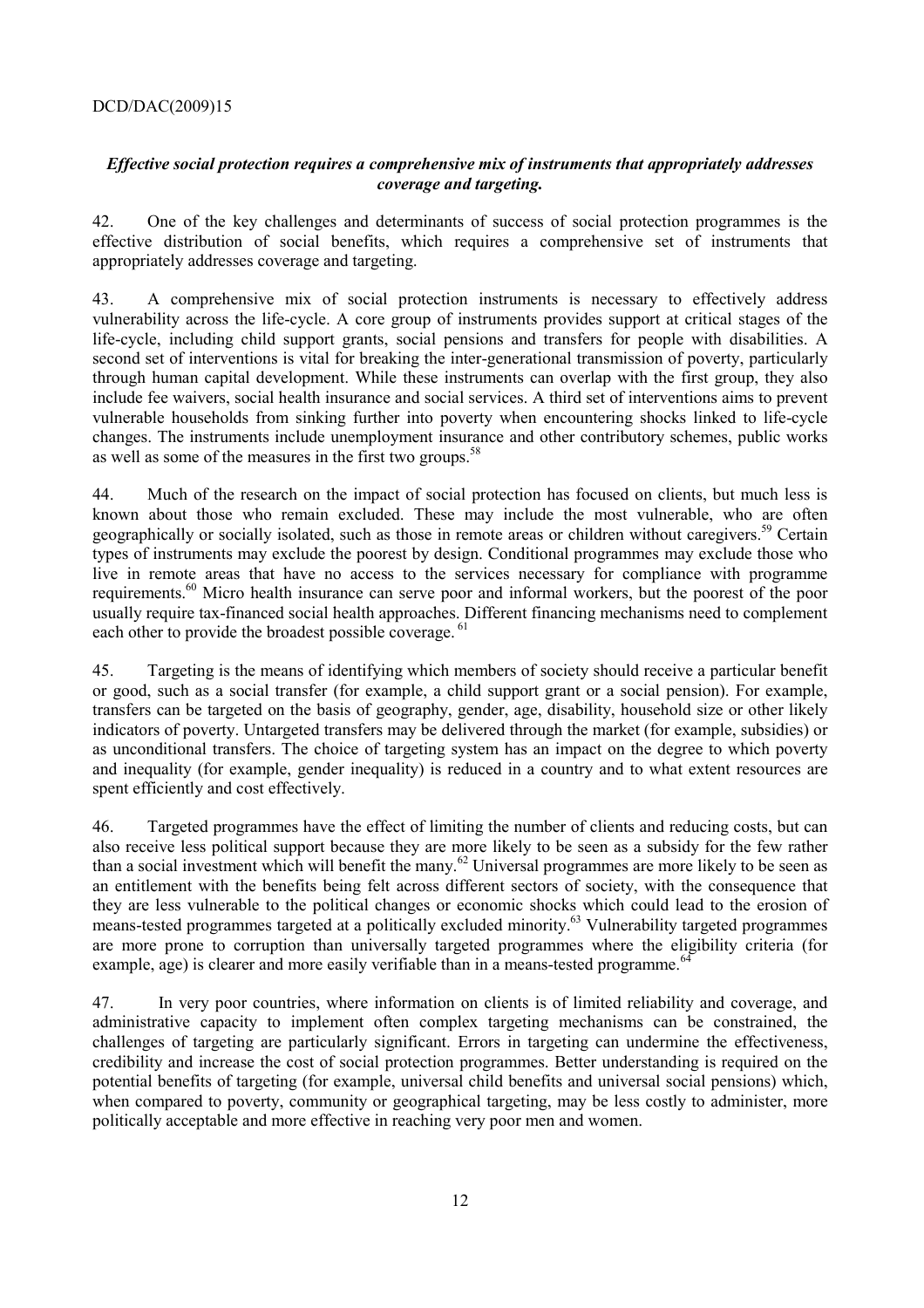***Effective social protection requires a comprehensive mix of instruments that appropriately addresses coverage and targeting.***

42. One of the key challenges and determinants of success of social protection programmes is the effective distribution of social benefits, which requires a comprehensive set of instruments that appropriately addresses coverage and targeting.

43. A comprehensive mix of social protection instruments is necessary to effectively address vulnerability across the life-cycle. A core group of instruments provides support at critical stages of the life-cycle, including child support grants, social pensions and transfers for people with disabilities. A second set of interventions is vital for breaking the inter-generational transmission of poverty, particularly through human capital development. While these instruments can overlap with the first group, they also include fee waivers, social health insurance and social services. A third set of interventions aims to prevent vulnerable households from sinking further into poverty when encountering shocks linked to life-cycle changes. The instruments include unemployment insurance and other contributory schemes, public works as well as some of the measures in the first two groups.[58]

44. Much of the research on the impact of social protection has focused on clients, but much less is known about those who remain excluded. These may include the most vulnerable, who are often geographically or socially isolated, such as those in remote areas or children without caregivers.[59] Certain types of instruments may exclude the poorest by design. Conditional programmes may exclude those who live in remote areas that have no access to the services necessary for compliance with programme requirements.[60] Micro health insurance can serve poor and informal workers, but the poorest of the poor usually require tax-financed social health approaches. Different financing mechanisms need to complement each other to provide the broadest possible coverage.[61]

45. Targeting is the means of identifying which members of society should receive a particular benefit or good, such as a social transfer (for example, a child support grant or a social pension). For example, transfers can be targeted on the basis of geography, gender, age, disability, household size or other likely indicators of poverty. Untargeted transfers may be delivered through the market (for example, subsidies) or as unconditional transfers. The choice of targeting system has an impact on the degree to which poverty and inequality (for example, gender inequality) is reduced in a country and to what extent resources are spent efficiently and cost effectively.

46. Targeted programmes have the effect of limiting the number of clients and reducing costs, but can also receive less political support because they are more likely to be seen as a subsidy for the few rather than a social investment which will benefit the many.[62] Universal programmes are more likely to be seen as an entitlement with the benefits being felt across different sectors of society, with the consequence that they are less vulnerable to the political changes or economic shocks which could lead to the erosion of means-tested programmes targeted at a politically excluded minority.[63] Vulnerability targeted programmes are more prone to corruption than universally targeted programmes where the eligibility criteria (for example, age) is clearer and more easily verifiable than in a means-tested programme.[64]

47. In very poor countries, where information on clients is of limited reliability and coverage, and administrative capacity to implement often complex targeting mechanisms can be constrained, the challenges of targeting are particularly significant. Errors in targeting can undermine the effectiveness, credibility and increase the cost of social protection programmes. Better understanding is required on the potential benefits of targeting (for example, universal child benefits and universal social pensions) which, when compared to poverty, community or geographical targeting, may be less costly to administer, more politically acceptable and more effective in reaching very poor men and women.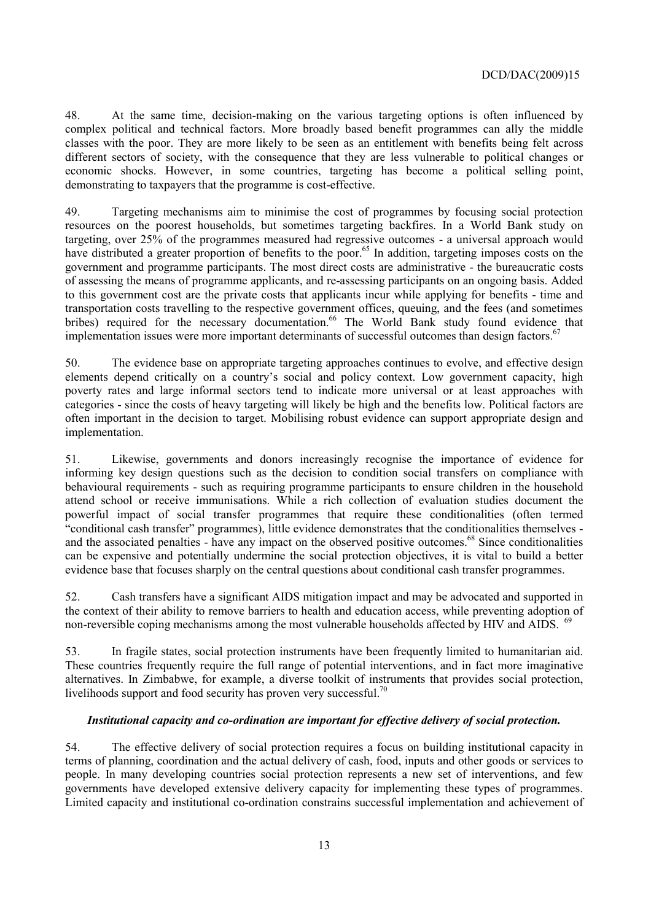48. At the same time, decision-making on the various targeting options is often influenced by complex political and technical factors. More broadly based benefit programmes can ally the middle classes with the poor. They are more likely to be seen as an entitlement with benefits being felt across different sectors of society, with the consequence that they are less vulnerable to political changes or economic shocks. However, in some countries, targeting has become a political selling point, demonstrating to taxpayers that the programme is cost-effective.

49. Targeting mechanisms aim to minimise the cost of programmes by focusing social protection resources on the poorest households, but sometimes targeting backfires. In a World Bank study on targeting, over 25% of the programmes measured had regressive outcomes - a universal approach would have distributed a greater proportion of benefits to the poor.[65] In addition, targeting imposes costs on the government and programme participants. The most direct costs are administrative - the bureaucratic costs of assessing the means of programme applicants, and re-assessing participants on an ongoing basis. Added to this government cost are the private costs that applicants incur while applying for benefits - time and transportation costs travelling to the respective government offices, queuing, and the fees (and sometimes bribes) required for the necessary documentation.[66] The World Bank study found evidence that implementation issues were more important determinants of successful outcomes than design factors.[67]

50. The evidence base on appropriate targeting approaches continues to evolve, and effective design elements depend critically on a country's social and policy context. Low government capacity, high poverty rates and large informal sectors tend to indicate more universal or at least approaches with categories - since the costs of heavy targeting will likely be high and the benefits low. Political factors are often important in the decision to target. Mobilising robust evidence can support appropriate design and implementation.

51. Likewise, governments and donors increasingly recognise the importance of evidence for informing key design questions such as the decision to condition social transfers on compliance with behavioural requirements - such as requiring programme participants to ensure children in the household attend school or receive immunisations. While a rich collection of evaluation studies document the powerful impact of social transfer programmes that require these conditionalities (often termed "conditional cash transfer" programmes), little evidence demonstrates that the conditionalities themselves - and the associated penalties - have any impact on the observed positive outcomes.[68] Since conditionalities can be expensive and potentially undermine the social protection objectives, it is vital to build a better evidence base that focuses sharply on the central questions about conditional cash transfer programmes.

52. Cash transfers have a significant AIDS mitigation impact and may be advocated and supported in the context of their ability to remove barriers to health and education access, while preventing adoption of non-reversible coping mechanisms among the most vulnerable households affected by HIV and AIDS.[69]

53. In fragile states, social protection instruments have been frequently limited to humanitarian aid. These countries frequently require the full range of potential interventions, and in fact more imaginative alternatives. In Zimbabwe, for example, a diverse toolkit of instruments that provides social protection, livelihoods support and food security has proven very successful.[70]

***Institutional capacity and co-ordination are important for effective delivery of social protection.***

54. The effective delivery of social protection requires a focus on building institutional capacity in terms of planning, coordination and the actual delivery of cash, food, inputs and other goods or services to people. In many developing countries social protection represents a new set of interventions, and few governments have developed extensive delivery capacity for implementing these types of programmes. Limited capacity and institutional co-ordination constrains successful implementation and achievement of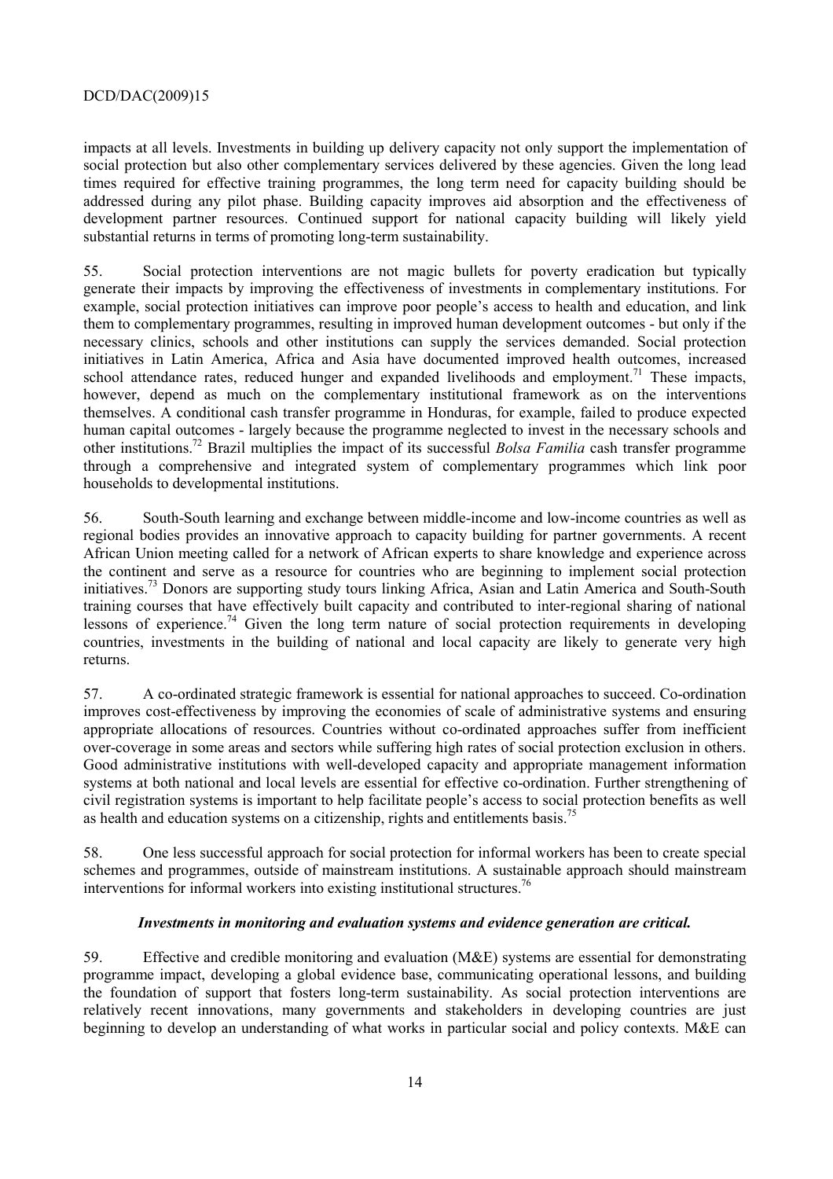impacts at all levels. Investments in building up delivery capacity not only support the implementation of social protection but also other complementary services delivered by these agencies. Given the long lead times required for effective training programmes, the long term need for capacity building should be addressed during any pilot phase. Building capacity improves aid absorption and the effectiveness of development partner resources. Continued support for national capacity building will likely yield substantial returns in terms of promoting long-term sustainability.

55. Social protection interventions are not magic bullets for poverty eradication but typically generate their impacts by improving the effectiveness of investments in complementary institutions. For example, social protection initiatives can improve poor people's access to health and education, and link them to complementary programmes, resulting in improved human development outcomes - but only if the necessary clinics, schools and other institutions can supply the services demanded. Social protection initiatives in Latin America, Africa and Asia have documented improved health outcomes, increased school attendance rates, reduced hunger and expanded livelihoods and employment.[71] These impacts, however, depend as much on the complementary institutional framework as on the interventions themselves. A conditional cash transfer programme in Honduras, for example, failed to produce expected human capital outcomes - largely because the programme neglected to invest in the necessary schools and other institutions.[72] Brazil multiplies the impact of its successful *Bolsa Familia* cash transfer programme through a comprehensive and integrated system of complementary programmes which link poor households to developmental institutions.

56. South-South learning and exchange between middle-income and low-income countries as well as regional bodies provides an innovative approach to capacity building for partner governments. A recent African Union meeting called for a network of African experts to share knowledge and experience across the continent and serve as a resource for countries who are beginning to implement social protection initiatives.[73] Donors are supporting study tours linking Africa, Asian and Latin America and South-South training courses that have effectively built capacity and contributed to inter-regional sharing of national lessons of experience.[74] Given the long term nature of social protection requirements in developing countries, investments in the building of national and local capacity are likely to generate very high returns.

57. A co-ordinated strategic framework is essential for national approaches to succeed. Co-ordination improves cost-effectiveness by improving the economies of scale of administrative systems and ensuring appropriate allocations of resources. Countries without co-ordinated approaches suffer from inefficient over-coverage in some areas and sectors while suffering high rates of social protection exclusion in others. Good administrative institutions with well-developed capacity and appropriate management information systems at both national and local levels are essential for effective co-ordination. Further strengthening of civil registration systems is important to help facilitate people's access to social protection benefits as well as health and education systems on a citizenship, rights and entitlements basis.[75]

58. One less successful approach for social protection for informal workers has been to create special schemes and programmes, outside of mainstream institutions. A sustainable approach should mainstream interventions for informal workers into existing institutional structures.[76]

***Investments in monitoring and evaluation systems and evidence generation are critical.***

59. Effective and credible monitoring and evaluation (M&E) systems are essential for demonstrating programme impact, developing a global evidence base, communicating operational lessons, and building the foundation of support that fosters long-term sustainability. As social protection interventions are relatively recent innovations, many governments and stakeholders in developing countries are just beginning to develop an understanding of what works in particular social and policy contexts. M&E can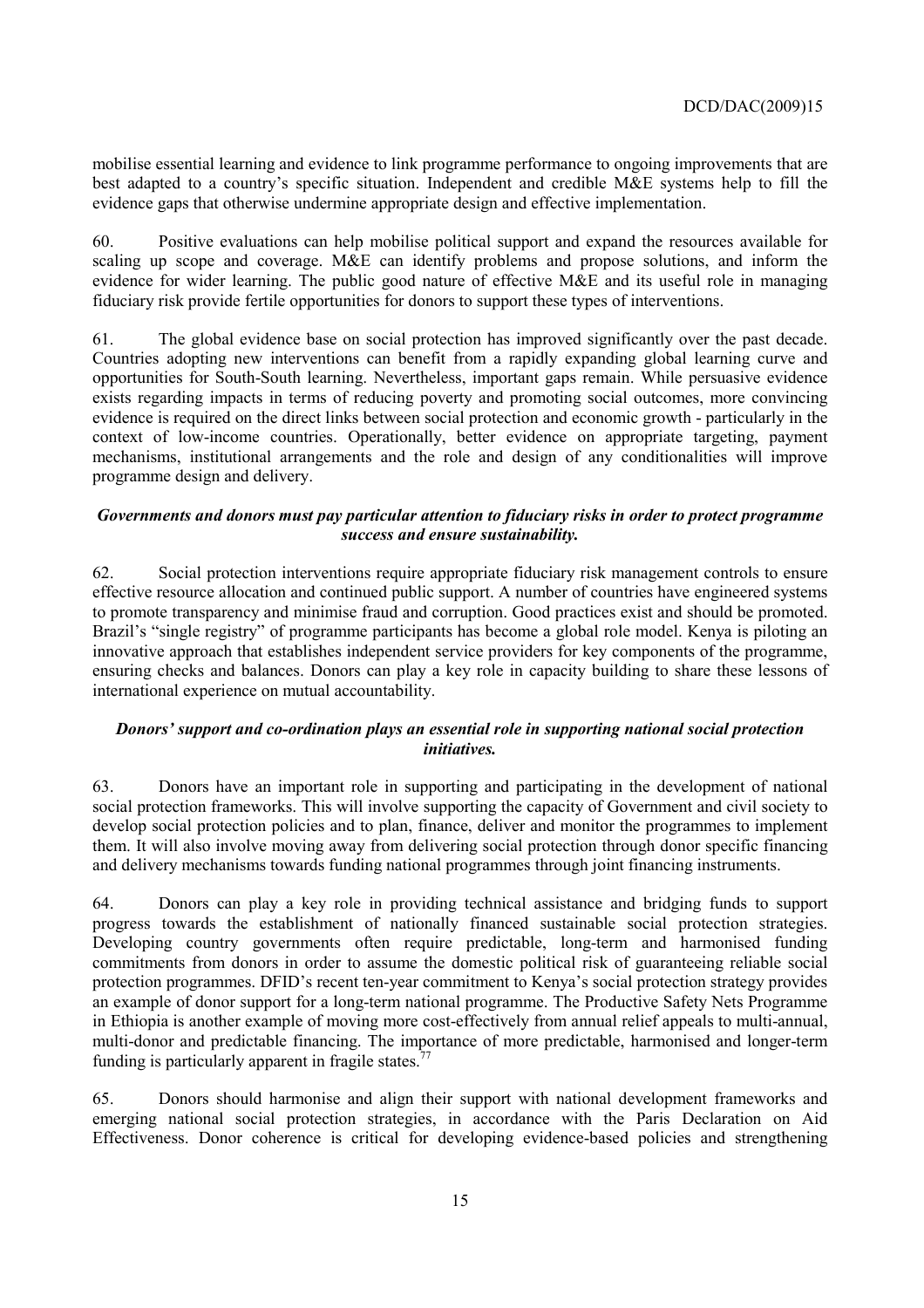mobilise essential learning and evidence to link programme performance to ongoing improvements that are best adapted to a country's specific situation. Independent and credible M&E systems help to fill the evidence gaps that otherwise undermine appropriate design and effective implementation.

60. Positive evaluations can help mobilise political support and expand the resources available for scaling up scope and coverage. M&E can identify problems and propose solutions, and inform the evidence for wider learning. The public good nature of effective M&E and its useful role in managing fiduciary risk provide fertile opportunities for donors to support these types of interventions.

61. The global evidence base on social protection has improved significantly over the past decade. Countries adopting new interventions can benefit from a rapidly expanding global learning curve and opportunities for South-South learning. Nevertheless, important gaps remain. While persuasive evidence exists regarding impacts in terms of reducing poverty and promoting social outcomes, more convincing evidence is required on the direct links between social protection and economic growth - particularly in the context of low-income countries. Operationally, better evidence on appropriate targeting, payment mechanisms, institutional arrangements and the role and design of any conditionalities will improve programme design and delivery.

***Governments and donors must pay particular attention to fiduciary risks in order to protect programme success and ensure sustainability.***

62. Social protection interventions require appropriate fiduciary risk management controls to ensure effective resource allocation and continued public support. A number of countries have engineered systems to promote transparency and minimise fraud and corruption. Good practices exist and should be promoted. Brazil's "single registry" of programme participants has become a global role model. Kenya is piloting an innovative approach that establishes independent service providers for key components of the programme, ensuring checks and balances. Donors can play a key role in capacity building to share these lessons of international experience on mutual accountability.

***Donors' support and co-ordination plays an essential role in supporting national social protection initiatives.***

63. Donors have an important role in supporting and participating in the development of national social protection frameworks. This will involve supporting the capacity of Government and civil society to develop social protection policies and to plan, finance, deliver and monitor the programmes to implement them. It will also involve moving away from delivering social protection through donor specific financing and delivery mechanisms towards funding national programmes through joint financing instruments.

64. Donors can play a key role in providing technical assistance and bridging funds to support progress towards the establishment of nationally financed sustainable social protection strategies. Developing country governments often require predictable, long-term and harmonised funding commitments from donors in order to assume the domestic political risk of guaranteeing reliable social protection programmes. DFID's recent ten-year commitment to Kenya's social protection strategy provides an example of donor support for a long-term national programme. The Productive Safety Nets Programme in Ethiopia is another example of moving more cost-effectively from annual relief appeals to multi-annual, multi-donor and predictable financing. The importance of more predictable, harmonised and longer-term funding is particularly apparent in fragile states.[77]

65. Donors should harmonise and align their support with national development frameworks and emerging national social protection strategies, in accordance with the Paris Declaration on Aid Effectiveness. Donor coherence is critical for developing evidence-based policies and strengthening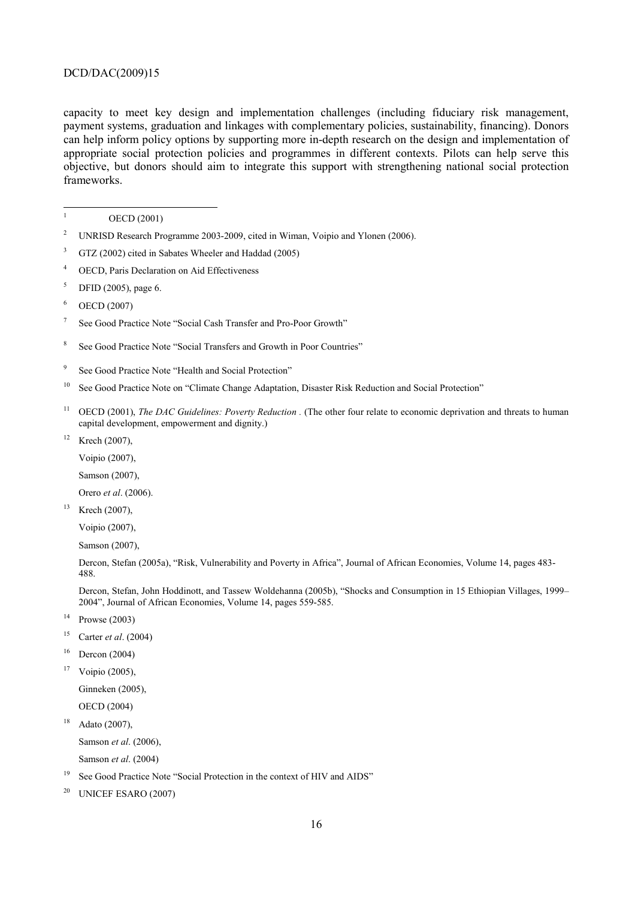capacity to meet key design and implementation challenges (including fiduciary risk management, payment systems, graduation and linkages with complementary policies, sustainability, financing). Donors can help inform policy options by supporting more in-depth research on the design and implementation of appropriate social protection policies and programmes in different contexts. Pilots can help serve this objective, but donors should aim to integrate this support with strengthening national social protection frameworks.

---

1. OECD (2001)
2. UNRISD Research Programme 2003-2009, cited in Wiman, Voipio and Ylonen (2006).
3. GTZ (2002) cited in Sabates Wheeler and Haddad (2005)
4. OECD, Paris Declaration on Aid Effectiveness
5. DFID (2005), page 6.
6. OECD (2007)
7. See Good Practice Note "Social Cash Transfer and Pro-Poor Growth"
8. See Good Practice Note "Social Transfers and Growth in Poor Countries"
9. See Good Practice Note "Health and Social Protection"
10. See Good Practice Note on "Climate Change Adaptation, Disaster Risk Reduction and Social Protection"
11. OECD (2001), *The DAC Guidelines: Poverty Reduction* . (The other four relate to economic deprivation and threats to human capital development, empowerment and dignity.)
12. Krech (2007),

    Voipio (2007),

    Samson (2007),

    Orero *et al*. (2006).
13. Krech (2007),

    Voipio (2007),

    Samson (2007),

    Dercon, Stefan (2005a), "Risk, Vulnerability and Poverty in Africa", Journal of African Economies, Volume 14, pages 483-488.

    Dercon, Stefan, John Hoddinott, and Tassew Woldehanna (2005b), "Shocks and Consumption in 15 Ethiopian Villages, 1999–2004", Journal of African Economies, Volume 14, pages 559-585.
14. Prowse (2003)
15. Carter *et al*. (2004)
16. Dercon (2004)
17. Voipio (2005),

    Ginneken (2005),

    OECD (2004)
18. Adato (2007),

    Samson *et al*. (2006),

    Samson *et al.* (2004)
19. See Good Practice Note "Social Protection in the context of HIV and AIDS"
20. UNICEF ESARO (2007)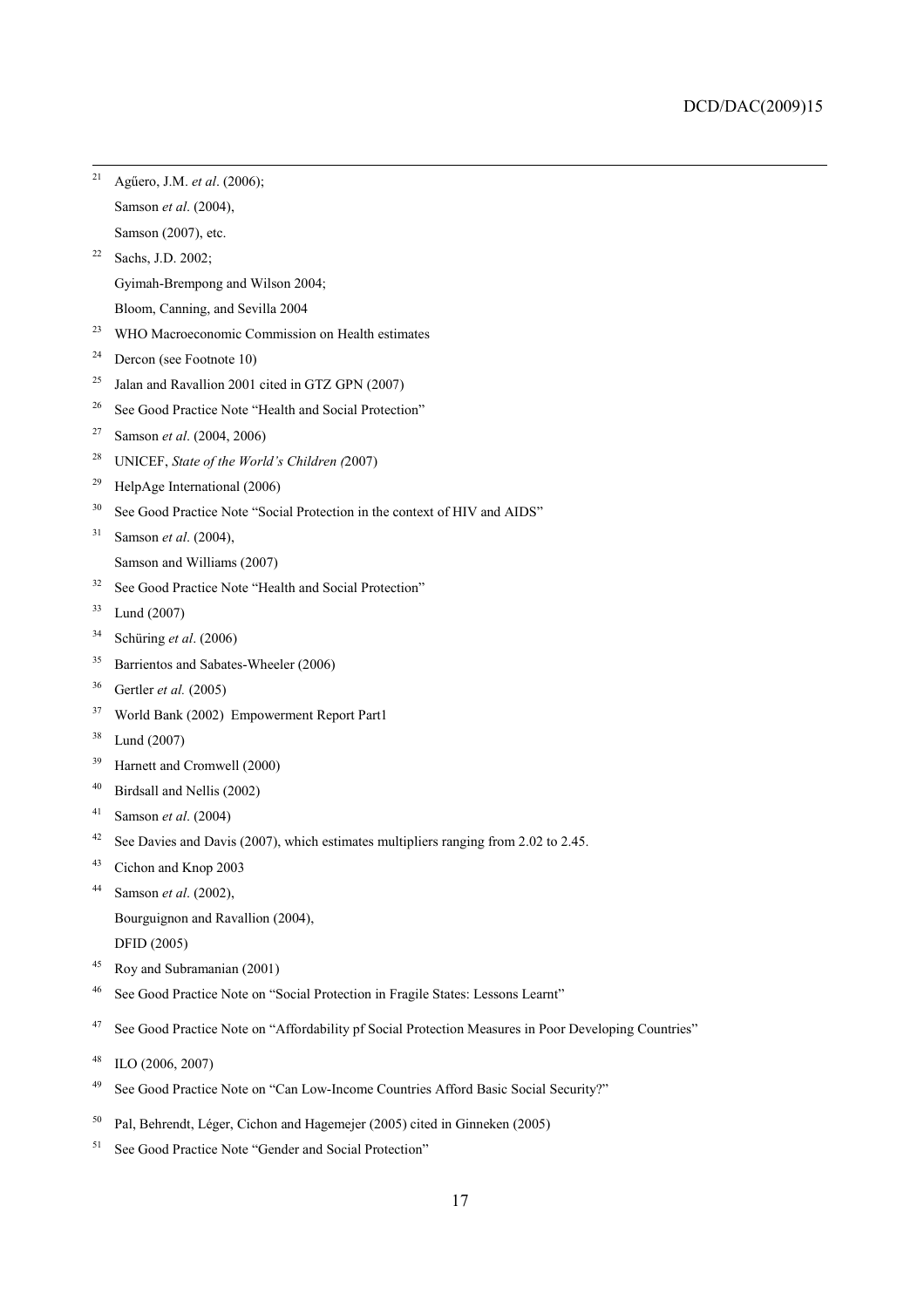[21] Agűero, J.M. *et al*. (2006);
Samson *et al*. (2004),
Samson (2007), etc.

[22] Sachs, J.D. 2002;
Gyimah-Brempong and Wilson 2004;
Bloom, Canning, and Sevilla 2004

[23] WHO Macroeconomic Commission on Health estimates

[24] Dercon (see Footnote 10)

[25] Jalan and Ravallion 2001 cited in GTZ GPN (2007)

[26] See Good Practice Note "Health and Social Protection"

[27] Samson *et al*. (2004, 2006)

[28] UNICEF, *State of the World's Children (*2007)

[29] HelpAge International (2006)

[30] See Good Practice Note "Social Protection in the context of HIV and AIDS"

[31] Samson *et al*. (2004),
Samson and Williams (2007)

[32] See Good Practice Note "Health and Social Protection"

[33] Lund (2007)

[34] Schüring *et al*. (2006)

[35] Barrientos and Sabates-Wheeler (2006)

[36] Gertler *et al.* (2005)

[37] World Bank (2002) Empowerment Report Part1

[38] Lund (2007)

[39] Harnett and Cromwell (2000)

[40] Birdsall and Nellis (2002)

[41] Samson *et al*. (2004)

[42] See Davies and Davis (2007), which estimates multipliers ranging from 2.02 to 2.45.

[43] Cichon and Knop 2003

[44] Samson *et al*. (2002),
Bourguignon and Ravallion (2004),
DFID (2005)

[45] Roy and Subramanian (2001)

[46] See Good Practice Note on "Social Protection in Fragile States: Lessons Learnt"

[47] See Good Practice Note on "Affordability pf Social Protection Measures in Poor Developing Countries"

[48] ILO (2006, 2007)

[49] See Good Practice Note on "Can Low-Income Countries Afford Basic Social Security?"

[50] Pal, Behrendt, Léger, Cichon and Hagemejer (2005) cited in Ginneken (2005)

[51] See Good Practice Note "Gender and Social Protection"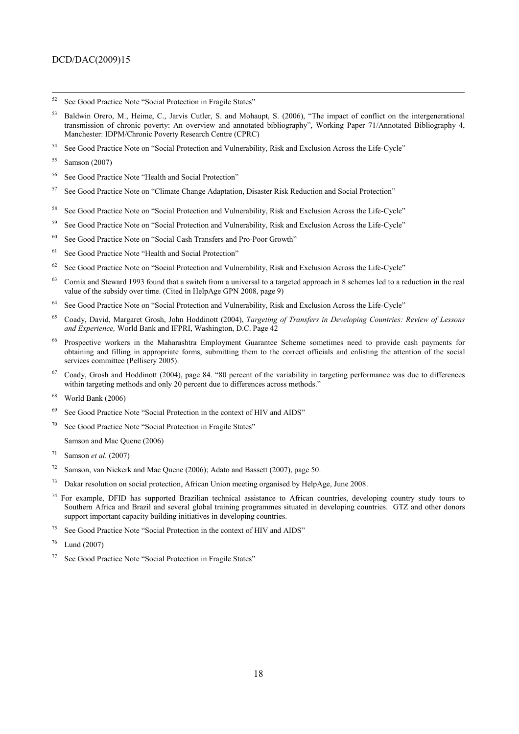[52] See Good Practice Note "Social Protection in Fragile States"

[53] Baldwin Orero, M., Heime, C., Jarvis Cutler, S. and Mohaupt, S. (2006), "The impact of conflict on the intergenerational transmission of chronic poverty: An overview and annotated bibliography", Working Paper 71/Annotated Bibliography 4, Manchester: IDPM/Chronic Poverty Research Centre (CPRC)

[54] See Good Practice Note on "Social Protection and Vulnerability, Risk and Exclusion Across the Life-Cycle"

[55] Samson (2007)

[56] See Good Practice Note "Health and Social Protection"

[57] See Good Practice Note on "Climate Change Adaptation, Disaster Risk Reduction and Social Protection"

[58] See Good Practice Note on "Social Protection and Vulnerability, Risk and Exclusion Across the Life-Cycle"

[59] See Good Practice Note on "Social Protection and Vulnerability, Risk and Exclusion Across the Life-Cycle"

[60] See Good Practice Note on "Social Cash Transfers and Pro-Poor Growth"

[61] See Good Practice Note "Health and Social Protection"

[62] See Good Practice Note on "Social Protection and Vulnerability, Risk and Exclusion Across the Life-Cycle"

[63] Cornia and Steward 1993 found that a switch from a universal to a targeted approach in 8 schemes led to a reduction in the real value of the subsidy over time. (Cited in HelpAge GPN 2008, page 9)

[64] See Good Practice Note on "Social Protection and Vulnerability, Risk and Exclusion Across the Life-Cycle"

[65] Coady, David, Margaret Grosh, John Hoddinott (2004), *Targeting of Transfers in Developing Countries: Review of Lessons and Experience,* World Bank and IFPRI, Washington, D.C. Page 42

[66] Prospective workers in the Maharashtra Employment Guarantee Scheme sometimes need to provide cash payments for obtaining and filling in appropriate forms, submitting them to the correct officials and enlisting the attention of the social services committee (Pellisery 2005).

[67] Coady, Grosh and Hoddinott (2004), page 84. "80 percent of the variability in targeting performance was due to differences within targeting methods and only 20 percent due to differences across methods."

[68] World Bank (2006)

[69] See Good Practice Note "Social Protection in the context of HIV and AIDS"

[70] See Good Practice Note "Social Protection in Fragile States"

Samson and Mac Quene (2006)

[71] Samson *et al*. (2007)

[72] Samson, van Niekerk and Mac Quene (2006); Adato and Bassett (2007), page 50.

[73] Dakar resolution on social protection, African Union meeting organised by HelpAge, June 2008.

[74] For example, DFID has supported Brazilian technical assistance to African countries, developing country study tours to Southern Africa and Brazil and several global training programmes situated in developing countries. GTZ and other donors support important capacity building initiatives in developing countries.

[75] See Good Practice Note "Social Protection in the context of HIV and AIDS"

[76] Lund (2007)

[77] See Good Practice Note "Social Protection in Fragile States"